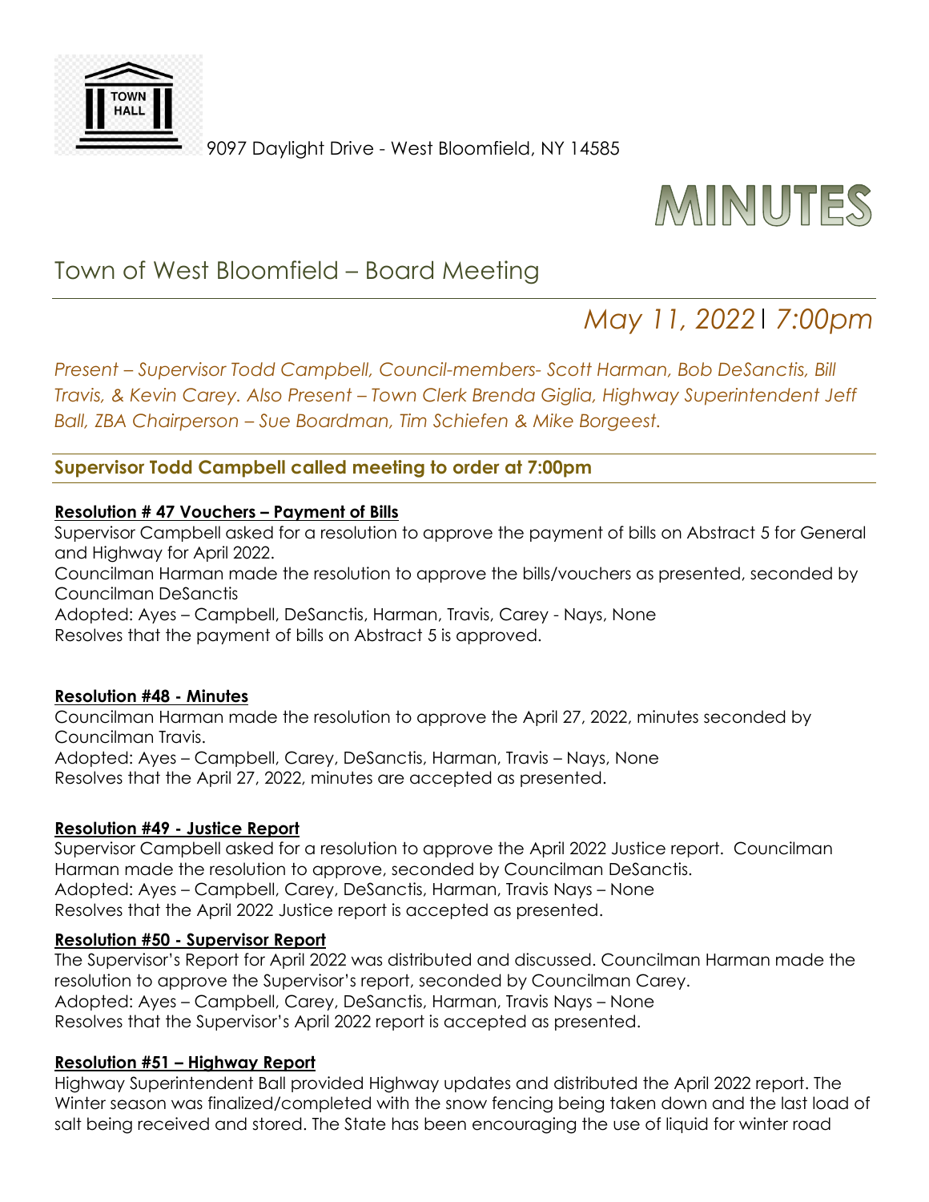9097 Daylight Drive - West Bloomfield, NY 14585

# MINUTES

## Town of West Bloomfield – Board Meeting

*May 11, 2022 | 7:00pm*

*Present – Supervisor Todd Campbell, Council-members- Scott Harman, Bob DeSanctis, Bill Travis, & Kevin Carey. Also Present – Town Clerk Brenda Giglia, Highway Superintendent Jeff Ball, ZBA Chairperson – Sue Boardman, Tim Schiefen & Mike Borgeest.*

**Supervisor Todd Campbell called meeting to order at 7:00pm**

**Resolution # 47 Vouchers – Payment of Bills**

Supervisor Campbell asked for a resolution to approve the payment of bills on Abstract 5 for General and Highway for April 2022.
Councilman Harman made the resolution to approve the bills/vouchers as presented, seconded by Councilman DeSanctis
Adopted: Ayes – Campbell, DeSanctis, Harman, Travis, Carey - Nays, None
Resolves that the payment of bills on Abstract 5 is approved.

**Resolution #48 - Minutes**

Councilman Harman made the resolution to approve the April 27, 2022, minutes seconded by Councilman Travis.
Adopted: Ayes – Campbell, Carey, DeSanctis, Harman, Travis – Nays, None
Resolves that the April 27, 2022, minutes are accepted as presented.

**Resolution #49 - Justice Report**

Supervisor Campbell asked for a resolution to approve the April 2022 Justice report. Councilman Harman made the resolution to approve, seconded by Councilman DeSanctis.
Adopted: Ayes – Campbell, Carey, DeSanctis, Harman, Travis Nays – None
Resolves that the April 2022 Justice report is accepted as presented.

**Resolution #50 - Supervisor Report**

The Supervisor's Report for April 2022 was distributed and discussed. Councilman Harman made the resolution to approve the Supervisor's report, seconded by Councilman Carey.
Adopted: Ayes – Campbell, Carey, DeSanctis, Harman, Travis Nays – None
Resolves that the Supervisor's April 2022 report is accepted as presented.

**Resolution #51 – Highway Report**

Highway Superintendent Ball provided Highway updates and distributed the April 2022 report. The Winter season was finalized/completed with the snow fencing being taken down and the last load of salt being received and stored. The State has been encouraging the use of liquid for winter road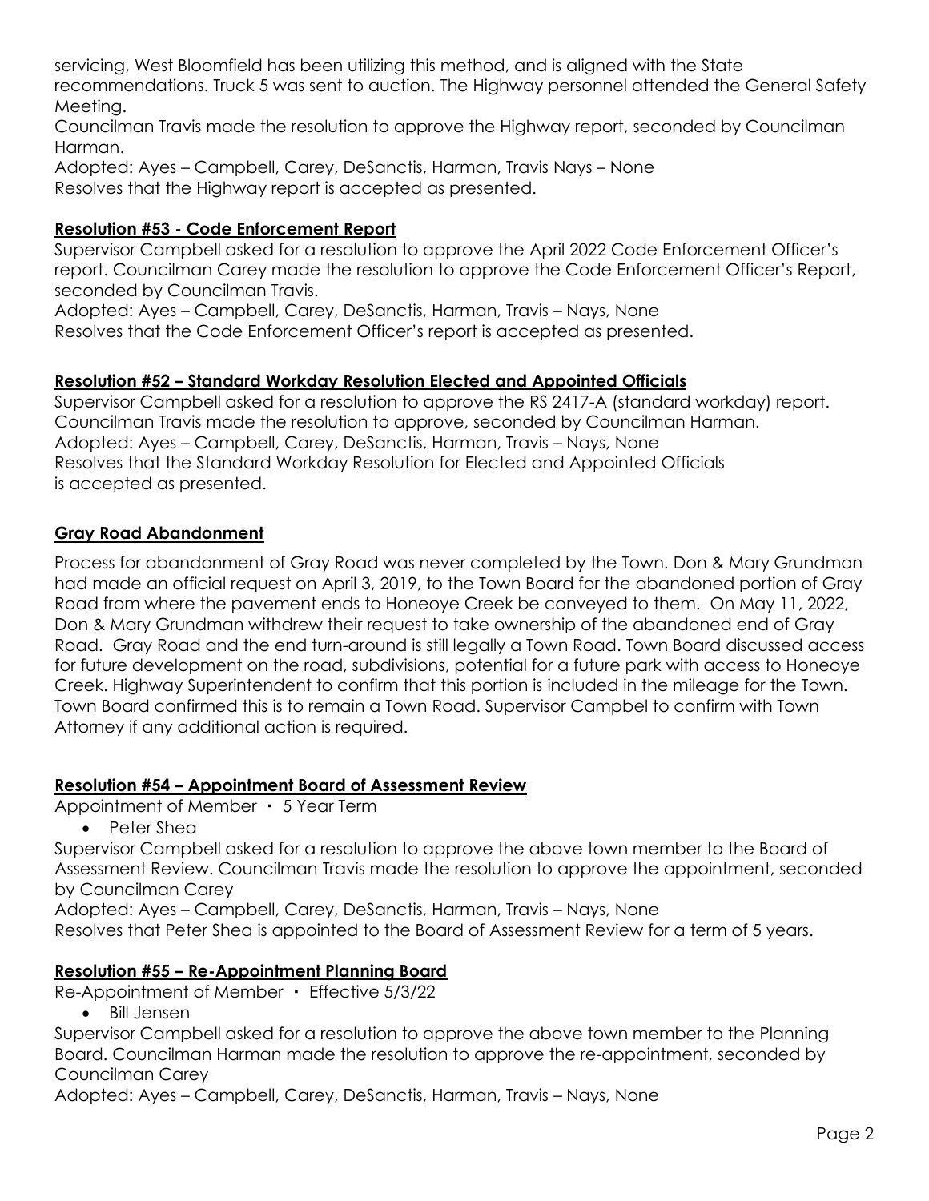servicing, West Bloomfield has been utilizing this method, and is aligned with the State recommendations. Truck 5 was sent to auction. The Highway personnel attended the General Safety Meeting.

Councilman Travis made the resolution to approve the Highway report, seconded by Councilman Harman.

Adopted: Ayes – Campbell, Carey, DeSanctis, Harman, Travis Nays – None

Resolves that the Highway report is accepted as presented.

**Resolution #53 - Code Enforcement Report**

Supervisor Campbell asked for a resolution to approve the April 2022 Code Enforcement Officer's report. Councilman Carey made the resolution to approve the Code Enforcement Officer's Report, seconded by Councilman Travis.

Adopted: Ayes – Campbell, Carey, DeSanctis, Harman, Travis – Nays, None

Resolves that the Code Enforcement Officer's report is accepted as presented.

**Resolution #52 – Standard Workday Resolution Elected and Appointed Officials**

Supervisor Campbell asked for a resolution to approve the RS 2417-A (standard workday) report. Councilman Travis made the resolution to approve, seconded by Councilman Harman.

Adopted: Ayes – Campbell, Carey, DeSanctis, Harman, Travis – Nays, None

Resolves that the Standard Workday Resolution for Elected and Appointed Officials is accepted as presented.

**Gray Road Abandonment**

Process for abandonment of Gray Road was never completed by the Town. Don & Mary Grundman had made an official request on April 3, 2019, to the Town Board for the abandoned portion of Gray Road from where the pavement ends to Honeoye Creek be conveyed to them. On May 11, 2022, Don & Mary Grundman withdrew their request to take ownership of the abandoned end of Gray Road. Gray Road and the end turn-around is still legally a Town Road. Town Board discussed access for future development on the road, subdivisions, potential for a future park with access to Honeoye Creek. Highway Superintendent to confirm that this portion is included in the mileage for the Town. Town Board confirmed this is to remain a Town Road. Supervisor Campbel to confirm with Town Attorney if any additional action is required.

**Resolution #54 – Appointment Board of Assessment Review**

Appointment of Member ・ 5 Year Term

- Peter Shea

Supervisor Campbell asked for a resolution to approve the above town member to the Board of Assessment Review. Councilman Travis made the resolution to approve the appointment, seconded by Councilman Carey

Adopted: Ayes – Campbell, Carey, DeSanctis, Harman, Travis – Nays, None

Resolves that Peter Shea is appointed to the Board of Assessment Review for a term of 5 years.

**Resolution #55 – Re-Appointment Planning Board**

Re-Appointment of Member ・ Effective 5/3/22

- Bill Jensen

Supervisor Campbell asked for a resolution to approve the above town member to the Planning Board. Councilman Harman made the resolution to approve the re-appointment, seconded by Councilman Carey

Adopted: Ayes – Campbell, Carey, DeSanctis, Harman, Travis – Nays, None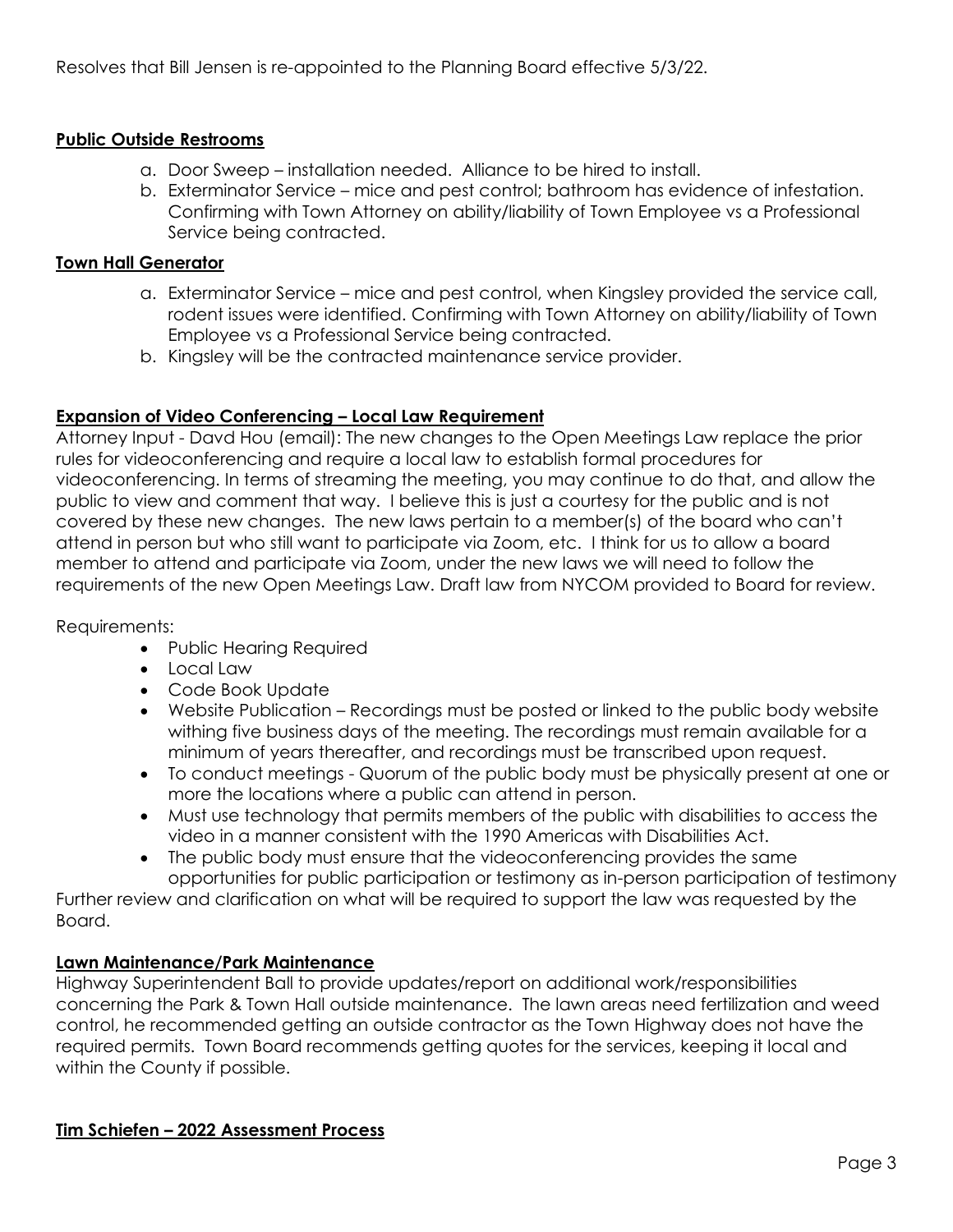Resolves that Bill Jensen is re-appointed to the Planning Board effective 5/3/22.

## Public Outside Restrooms

a. Door Sweep – installation needed. Alliance to be hired to install.
b. Exterminator Service – mice and pest control; bathroom has evidence of infestation. Confirming with Town Attorney on ability/liability of Town Employee vs a Professional Service being contracted.

## Town Hall Generator

a. Exterminator Service – mice and pest control, when Kingsley provided the service call, rodent issues were identified. Confirming with Town Attorney on ability/liability of Town Employee vs a Professional Service being contracted.
b. Kingsley will be the contracted maintenance service provider.

## Expansion of Video Conferencing – Local Law Requirement

Attorney Input - Davd Hou (email): The new changes to the Open Meetings Law replace the prior rules for videoconferencing and require a local law to establish formal procedures for videoconferencing. In terms of streaming the meeting, you may continue to do that, and allow the public to view and comment that way. I believe this is just a courtesy for the public and is not covered by these new changes. The new laws pertain to a member(s) of the board who can't attend in person but who still want to participate via Zoom, etc. I think for us to allow a board member to attend and participate via Zoom, under the new laws we will need to follow the requirements of the new Open Meetings Law. Draft law from NYCOM provided to Board for review.

Requirements:

- Public Hearing Required
- Local Law
- Code Book Update
- Website Publication – Recordings must be posted or linked to the public body website withing five business days of the meeting. The recordings must remain available for a minimum of years thereafter, and recordings must be transcribed upon request.
- To conduct meetings - Quorum of the public body must be physically present at one or more the locations where a public can attend in person.
- Must use technology that permits members of the public with disabilities to access the video in a manner consistent with the 1990 Americas with Disabilities Act.
- The public body must ensure that the videoconferencing provides the same opportunities for public participation or testimony as in-person participation of testimony

Further review and clarification on what will be required to support the law was requested by the Board.

## Lawn Maintenance/Park Maintenance

Highway Superintendent Ball to provide updates/report on additional work/responsibilities concerning the Park & Town Hall outside maintenance. The lawn areas need fertilization and weed control, he recommended getting an outside contractor as the Town Highway does not have the required permits. Town Board recommends getting quotes for the services, keeping it local and within the County if possible.

## Tim Schiefen – 2022 Assessment Process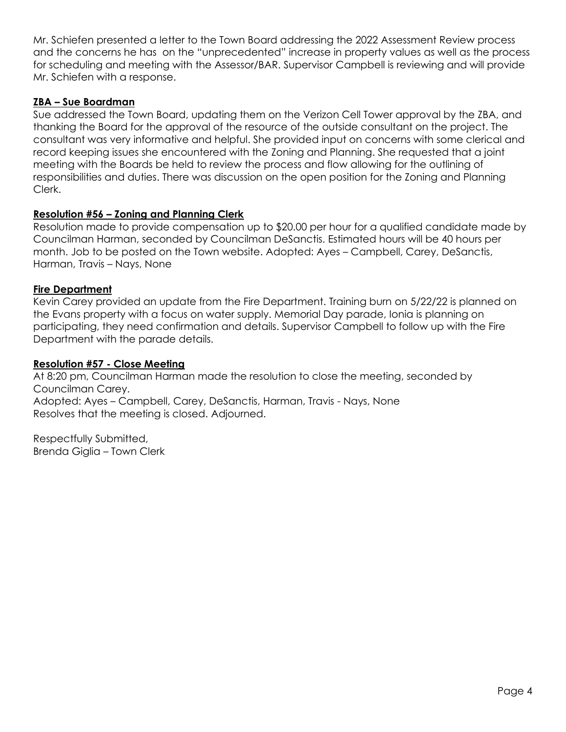Mr. Schiefen presented a letter to the Town Board addressing the 2022 Assessment Review process and the concerns he has on the "unprecedented" increase in property values as well as the process for scheduling and meeting with the Assessor/BAR. Supervisor Campbell is reviewing and will provide Mr. Schiefen with a response.

**ZBA – Sue Boardman**

Sue addressed the Town Board, updating them on the Verizon Cell Tower approval by the ZBA, and thanking the Board for the approval of the resource of the outside consultant on the project. The consultant was very informative and helpful. She provided input on concerns with some clerical and record keeping issues she encountered with the Zoning and Planning. She requested that a joint meeting with the Boards be held to review the process and flow allowing for the outlining of responsibilities and duties. There was discussion on the open position for the Zoning and Planning Clerk.

**Resolution #56 – Zoning and Planning Clerk**

Resolution made to provide compensation up to $20.00 per hour for a qualified candidate made by Councilman Harman, seconded by Councilman DeSanctis. Estimated hours will be 40 hours per month. Job to be posted on the Town website. Adopted: Ayes – Campbell, Carey, DeSanctis, Harman, Travis – Nays, None

**Fire Department**

Kevin Carey provided an update from the Fire Department. Training burn on 5/22/22 is planned on the Evans property with a focus on water supply. Memorial Day parade, Ionia is planning on participating, they need confirmation and details. Supervisor Campbell to follow up with the Fire Department with the parade details.

**Resolution #57 - Close Meeting**

At 8:20 pm, Councilman Harman made the resolution to close the meeting, seconded by Councilman Carey.
Adopted: Ayes – Campbell, Carey, DeSanctis, Harman, Travis - Nays, None
Resolves that the meeting is closed. Adjourned.

Respectfully Submitted,
Brenda Giglia – Town Clerk